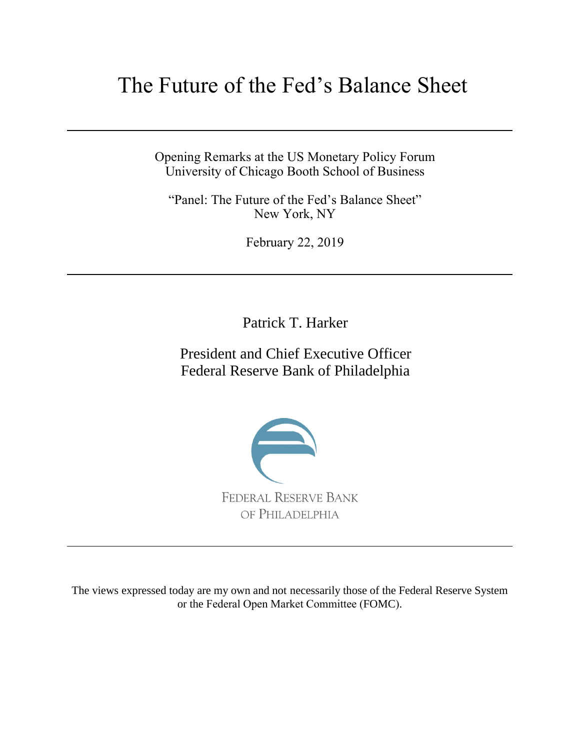# The Future of the Fed's Balance Sheet

---

Opening Remarks at the US Monetary Policy Forum
University of Chicago Booth School of Business

"Panel: The Future of the Fed's Balance Sheet"
New York, NY

February 22, 2019

---

Patrick T. Harker

President and Chief Executive Officer
Federal Reserve Bank of Philadelphia

FEDERAL RESERVE BANK
OF PHILADELPHIA

---

The views expressed today are my own and not necessarily those of the Federal Reserve System or the Federal Open Market Committee (FOMC).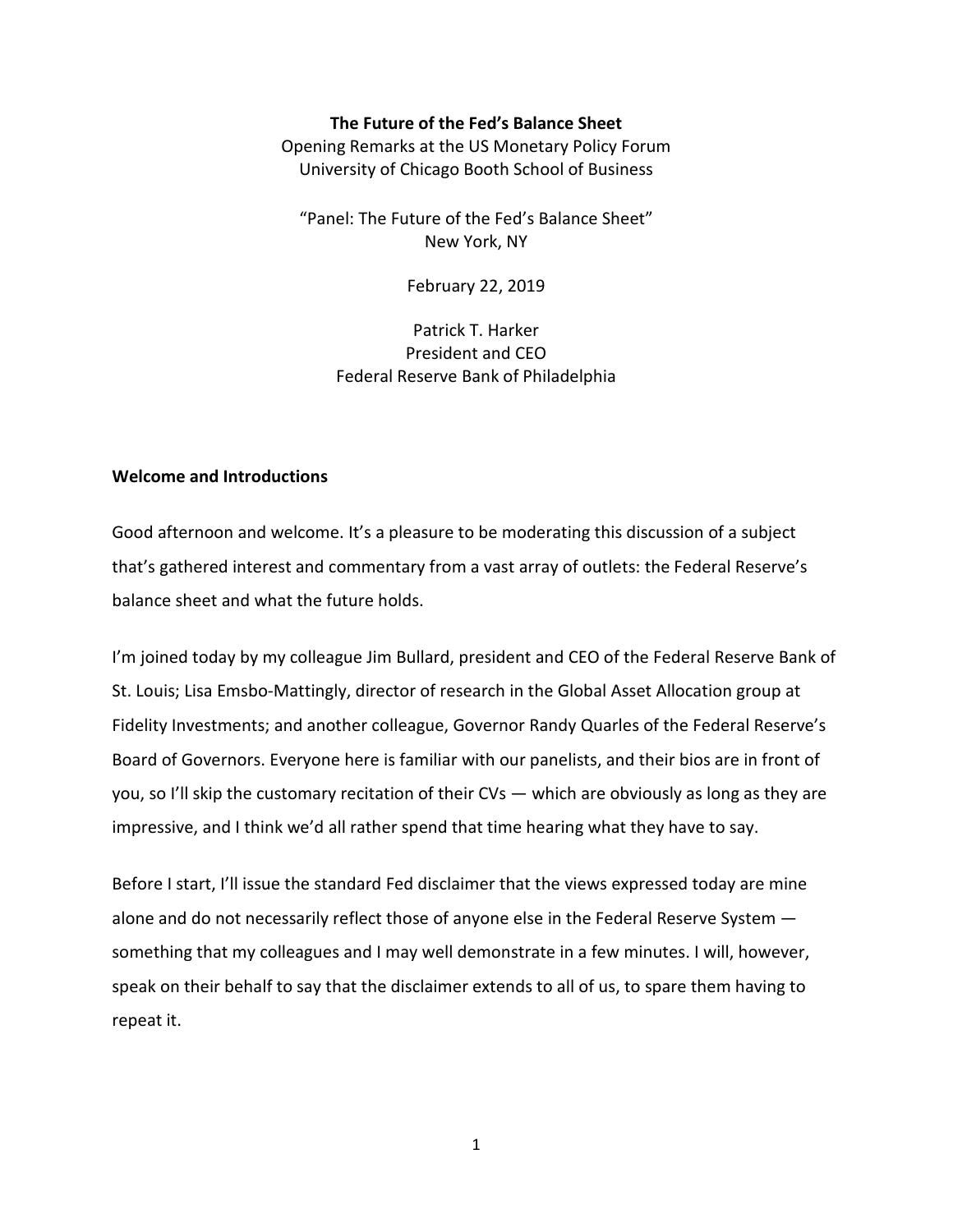**The Future of the Fed's Balance Sheet**
Opening Remarks at the US Monetary Policy Forum
University of Chicago Booth School of Business

"Panel: The Future of the Fed's Balance Sheet"
New York, NY

February 22, 2019

Patrick T. Harker
President and CEO
Federal Reserve Bank of Philadelphia

**Welcome and Introductions**

Good afternoon and welcome. It's a pleasure to be moderating this discussion of a subject that's gathered interest and commentary from a vast array of outlets: the Federal Reserve's balance sheet and what the future holds.

I'm joined today by my colleague Jim Bullard, president and CEO of the Federal Reserve Bank of St. Louis; Lisa Emsbo-Mattingly, director of research in the Global Asset Allocation group at Fidelity Investments; and another colleague, Governor Randy Quarles of the Federal Reserve's Board of Governors. Everyone here is familiar with our panelists, and their bios are in front of you, so I'll skip the customary recitation of their CVs — which are obviously as long as they are impressive, and I think we'd all rather spend that time hearing what they have to say.

Before I start, I'll issue the standard Fed disclaimer that the views expressed today are mine alone and do not necessarily reflect those of anyone else in the Federal Reserve System — something that my colleagues and I may well demonstrate in a few minutes. I will, however, speak on their behalf to say that the disclaimer extends to all of us, to spare them having to repeat it.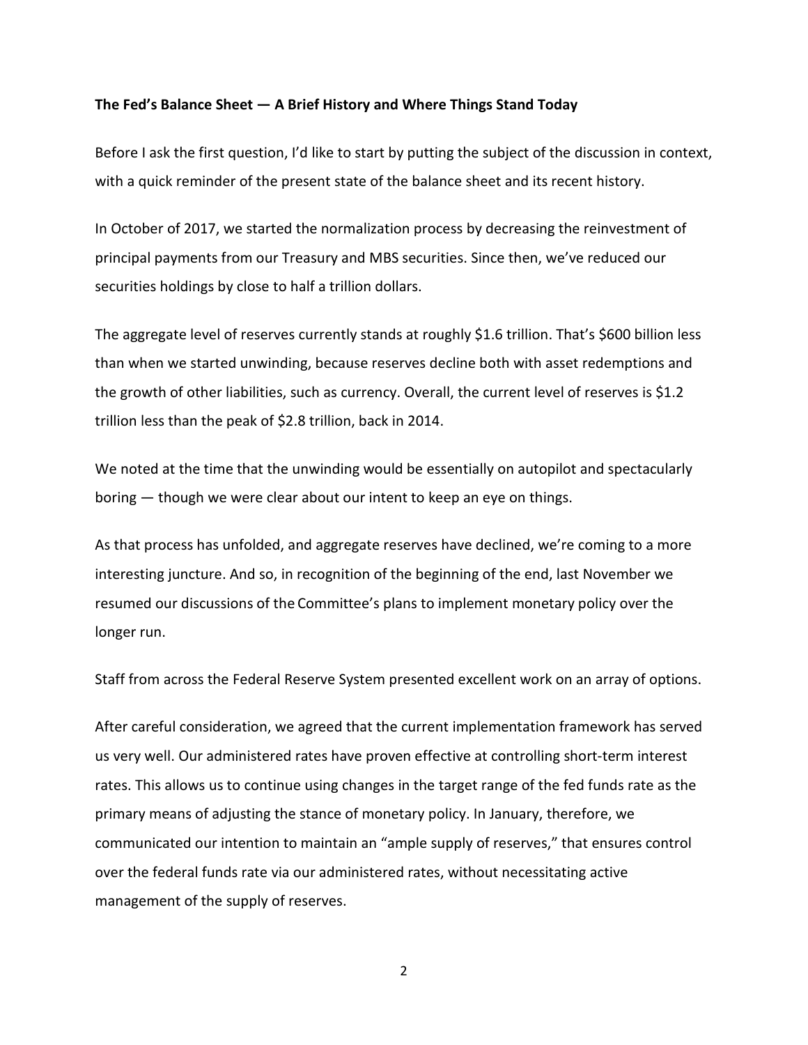**The Fed's Balance Sheet — A Brief History and Where Things Stand Today**

Before I ask the first question, I'd like to start by putting the subject of the discussion in context, with a quick reminder of the present state of the balance sheet and its recent history.

In October of 2017, we started the normalization process by decreasing the reinvestment of principal payments from our Treasury and MBS securities. Since then, we've reduced our securities holdings by close to half a trillion dollars.

The aggregate level of reserves currently stands at roughly $1.6 trillion. That's $600 billion less than when we started unwinding, because reserves decline both with asset redemptions and the growth of other liabilities, such as currency. Overall, the current level of reserves is $1.2 trillion less than the peak of $2.8 trillion, back in 2014.

We noted at the time that the unwinding would be essentially on autopilot and spectacularly boring — though we were clear about our intent to keep an eye on things.

As that process has unfolded, and aggregate reserves have declined, we're coming to a more interesting juncture. And so, in recognition of the beginning of the end, last November we resumed our discussions of the Committee's plans to implement monetary policy over the longer run.

Staff from across the Federal Reserve System presented excellent work on an array of options.

After careful consideration, we agreed that the current implementation framework has served us very well. Our administered rates have proven effective at controlling short-term interest rates. This allows us to continue using changes in the target range of the fed funds rate as the primary means of adjusting the stance of monetary policy. In January, therefore, we communicated our intention to maintain an "ample supply of reserves," that ensures control over the federal funds rate via our administered rates, without necessitating active management of the supply of reserves.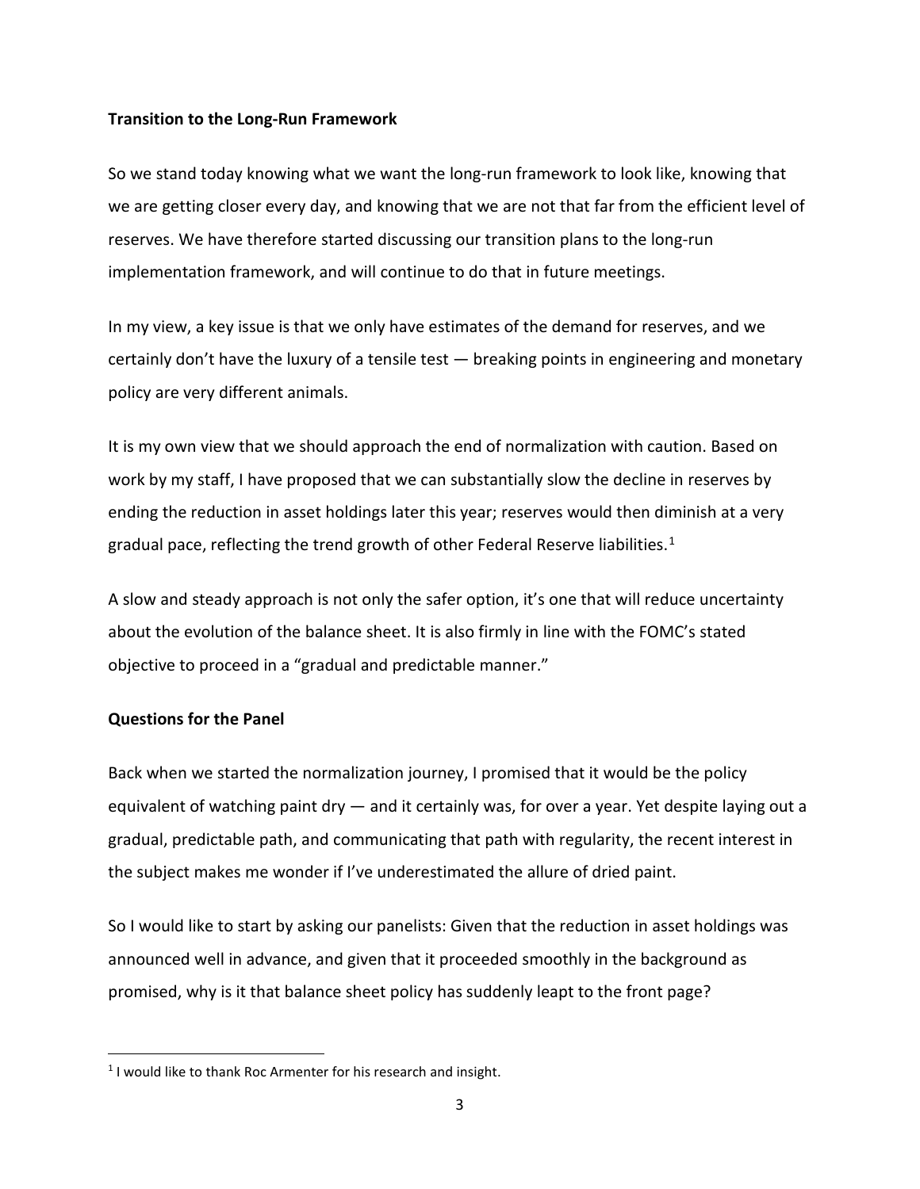**Transition to the Long-Run Framework**

So we stand today knowing what we want the long-run framework to look like, knowing that we are getting closer every day, and knowing that we are not that far from the efficient level of reserves. We have therefore started discussing our transition plans to the long-run implementation framework, and will continue to do that in future meetings.

In my view, a key issue is that we only have estimates of the demand for reserves, and we certainly don't have the luxury of a tensile test — breaking points in engineering and monetary policy are very different animals.

It is my own view that we should approach the end of normalization with caution. Based on work by my staff, I have proposed that we can substantially slow the decline in reserves by ending the reduction in asset holdings later this year; reserves would then diminish at a very gradual pace, reflecting the trend growth of other Federal Reserve liabilities.[1]

A slow and steady approach is not only the safer option, it's one that will reduce uncertainty about the evolution of the balance sheet. It is also firmly in line with the FOMC's stated objective to proceed in a "gradual and predictable manner."

**Questions for the Panel**

Back when we started the normalization journey, I promised that it would be the policy equivalent of watching paint dry — and it certainly was, for over a year. Yet despite laying out a gradual, predictable path, and communicating that path with regularity, the recent interest in the subject makes me wonder if I've underestimated the allure of dried paint.

So I would like to start by asking our panelists: Given that the reduction in asset holdings was announced well in advance, and given that it proceeded smoothly in the background as promised, why is it that balance sheet policy has suddenly leapt to the front page?

---

[1] I would like to thank Roc Armenter for his research and insight.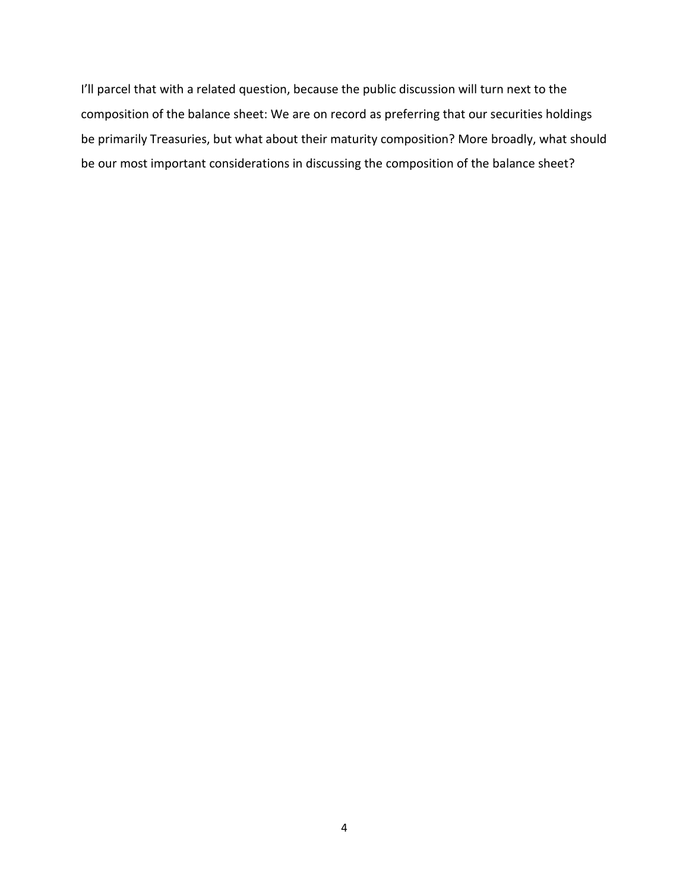I'll parcel that with a related question, because the public discussion will turn next to the composition of the balance sheet: We are on record as preferring that our securities holdings be primarily Treasuries, but what about their maturity composition? More broadly, what should be our most important considerations in discussing the composition of the balance sheet?